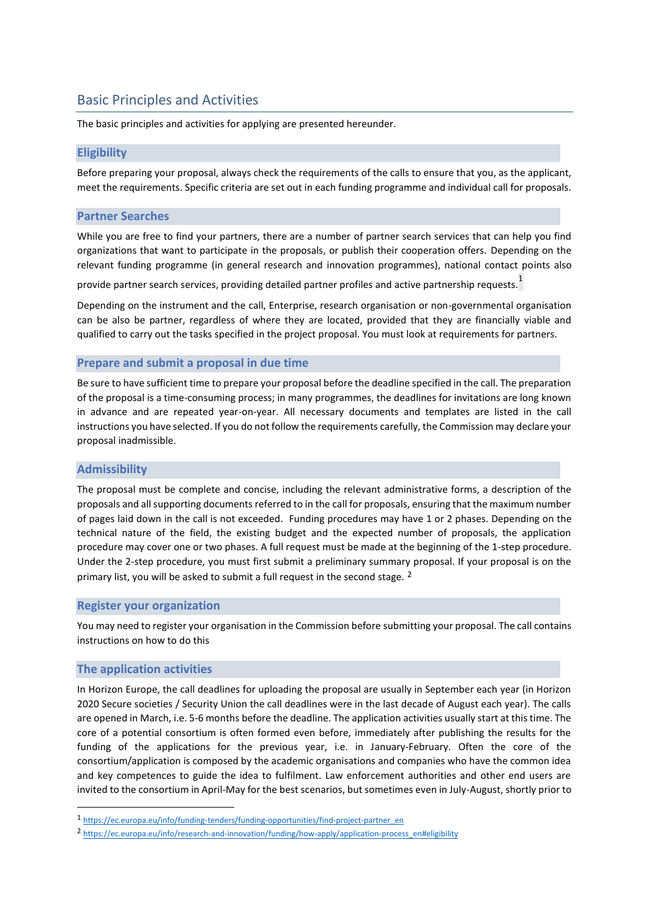## Basic Principles and Activities

The basic principles and activities for applying are presented hereunder.

### Eligibility

Before preparing your proposal, always check the requirements of the calls to ensure that you, as the applicant, meet the requirements. Specific criteria are set out in each funding programme and individual call for proposals.

### Partner Searches

While you are free to find your partners, there are a number of partner search services that can help you find organizations that want to participate in the proposals, or publish their cooperation offers. Depending on the relevant funding programme (in general research and innovation programmes), national contact points also provide partner search services, providing detailed partner profiles and active partnership requests.[1]

Depending on the instrument and the call, Enterprise, research organisation or non-governmental organisation can be also be partner, regardless of where they are located, provided that they are financially viable and qualified to carry out the tasks specified in the project proposal. You must look at requirements for partners.

### Prepare and submit a proposal in due time

Be sure to have sufficient time to prepare your proposal before the deadline specified in the call. The preparation of the proposal is a time-consuming process; in many programmes, the deadlines for invitations are long known in advance and are repeated year-on-year. All necessary documents and templates are listed in the call instructions you have selected. If you do not follow the requirements carefully, the Commission may declare your proposal inadmissible.

### Admissibility

The proposal must be complete and concise, including the relevant administrative forms, a description of the proposals and all supporting documents referred to in the call for proposals, ensuring that the maximum number of pages laid down in the call is not exceeded. Funding procedures may have 1 or 2 phases. Depending on the technical nature of the field, the existing budget and the expected number of proposals, the application procedure may cover one or two phases. A full request must be made at the beginning of the 1-step procedure. Under the 2-step procedure, you must first submit a preliminary summary proposal. If your proposal is on the primary list, you will be asked to submit a full request in the second stage. [2]

### Register your organization

You may need to register your organisation in the Commission before submitting your proposal. The call contains instructions on how to do this

### The application activities

In Horizon Europe, the call deadlines for uploading the proposal are usually in September each year (in Horizon 2020 Secure societies / Security Union the call deadlines were in the last decade of August each year). The calls are opened in March, i.e. 5-6 months before the deadline. The application activities usually start at this time. The core of a potential consortium is often formed even before, immediately after publishing the results for the funding of the applications for the previous year, i.e. in January-February. Often the core of the consortium/application is composed by the academic organisations and companies who have the common idea and key competences to guide the idea to fulfilment. Law enforcement authorities and other end users are invited to the consortium in April-May for the best scenarios, but sometimes even in July-August, shortly prior to

---

[1] https://ec.europa.eu/info/funding-tenders/funding-opportunities/find-project-partner_en

[2] https://ec.europa.eu/info/research-and-innovation/funding/how-apply/application-process_en#eligibility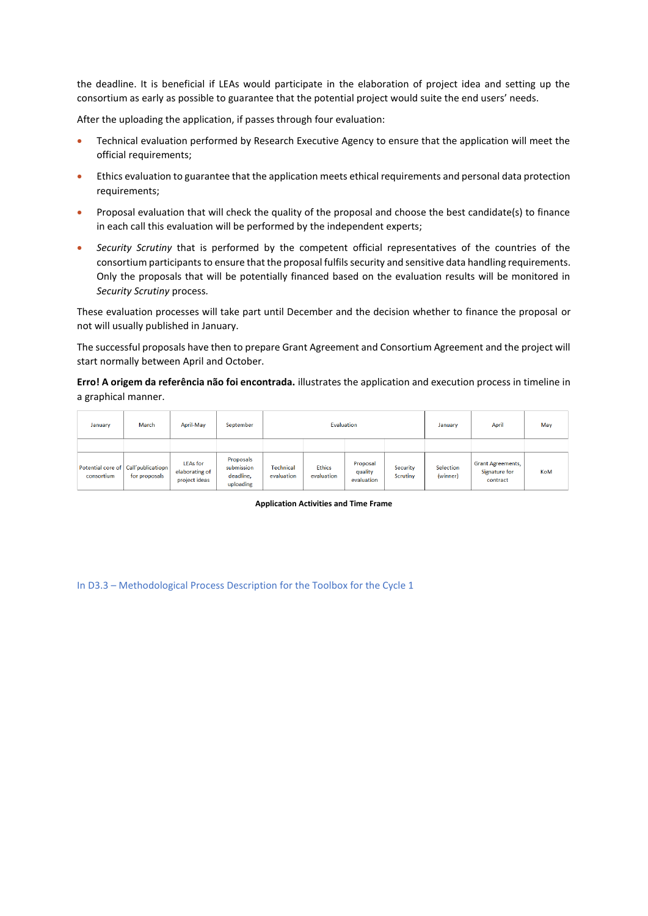the deadline. It is beneficial if LEAs would participate in the elaboration of project idea and setting up the consortium as early as possible to guarantee that the potential project would suite the end users' needs.

After the uploading the application, if passes through four evaluation:

- Technical evaluation performed by Research Executive Agency to ensure that the application will meet the official requirements;
- Ethics evaluation to guarantee that the application meets ethical requirements and personal data protection requirements;
- Proposal evaluation that will check the quality of the proposal and choose the best candidate(s) to finance in each call this evaluation will be performed by the independent experts;
- *Security Scrutiny* that is performed by the competent official representatives of the countries of the consortium participants to ensure that the proposal fulfils security and sensitive data handling requirements. Only the proposals that will be potentially financed based on the evaluation results will be monitored in *Security Scrutiny* process.

These evaluation processes will take part until December and the decision whether to finance the proposal or not will usually published in January.

The successful proposals have then to prepare Grant Agreement and Consortium Agreement and the project will start normally between April and October.

**Erro! A origem da referência não foi encontrada.** illustrates the application and execution process in timeline in a graphical manner.

| January | March | April-May | September | Evaluation | | | | January | April | May |
|---|---|---|---|---|---|---|---|---|---|---|
| | | | | | | | | | | |
| Potential core of consortium | Call'publicatiopn for proposals | LEAs for elaborating of project ideas | Proposals submission deadline, uploading | Technical evaluation | Ethics evaluation | Proposal quality evaluation | Security Scrutiny | Selection (winner) | Grant Agreements, Signature for contract | KoM |

**Application Activities and Time Frame**

In D3.3 – Methodological Process Description for the Toolbox for the Cycle 1